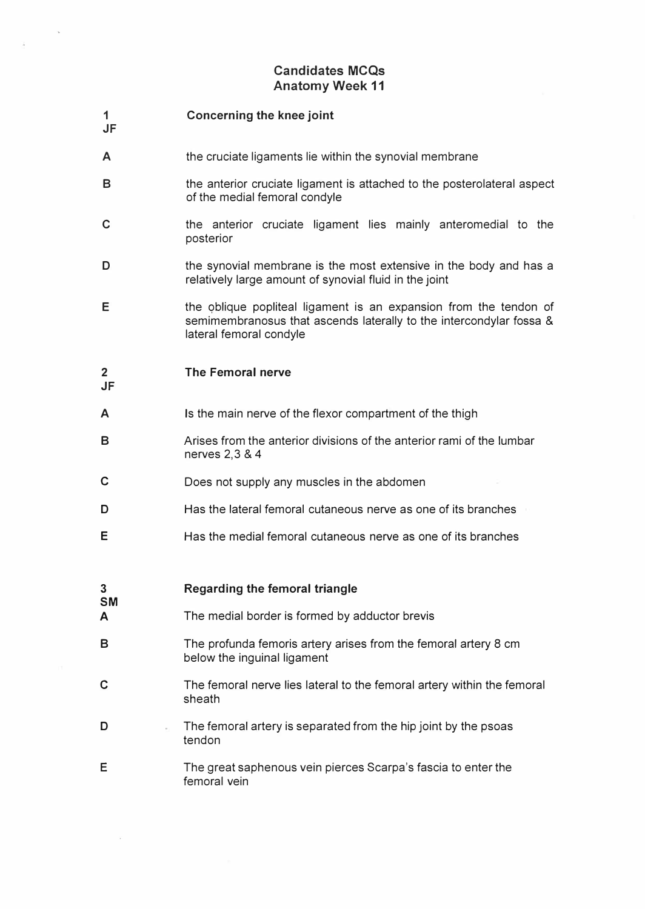# Candidates MCQs
## Anatomy Week 11

**1**
**JF**

**Concerning the knee joint**

A the cruciate ligaments lie within the synovial membrane

B the anterior cruciate ligament is attached to the posterolateral aspect of the medial femoral condyle

C the anterior cruciate ligament lies mainly anteromedial to the posterior

D the synovial membrane is the most extensive in the body and has a relatively large amount of synovial fluid in the joint

E the oblique popliteal ligament is an expansion from the tendon of semimembranosus that ascends laterally to the intercondylar fossa & lateral femoral condyle

**2**
**JF**

**The Femoral nerve**

A Is the main nerve of the flexor compartment of the thigh

B Arises from the anterior divisions of the anterior rami of the lumbar nerves 2,3 & 4

C Does not supply any muscles in the abdomen

D Has the lateral femoral cutaneous nerve as one of its branches

E Has the medial femoral cutaneous nerve as one of its branches

**3**
**SM**

**Regarding the femoral triangle**

A The medial border is formed by adductor brevis

B The profunda femoris artery arises from the femoral artery 8 cm below the inguinal ligament

C The femoral nerve lies lateral to the femoral artery within the femoral sheath

D The femoral artery is separated from the hip joint by the psoas tendon

E The great saphenous vein pierces Scarpa's fascia to enter the femoral vein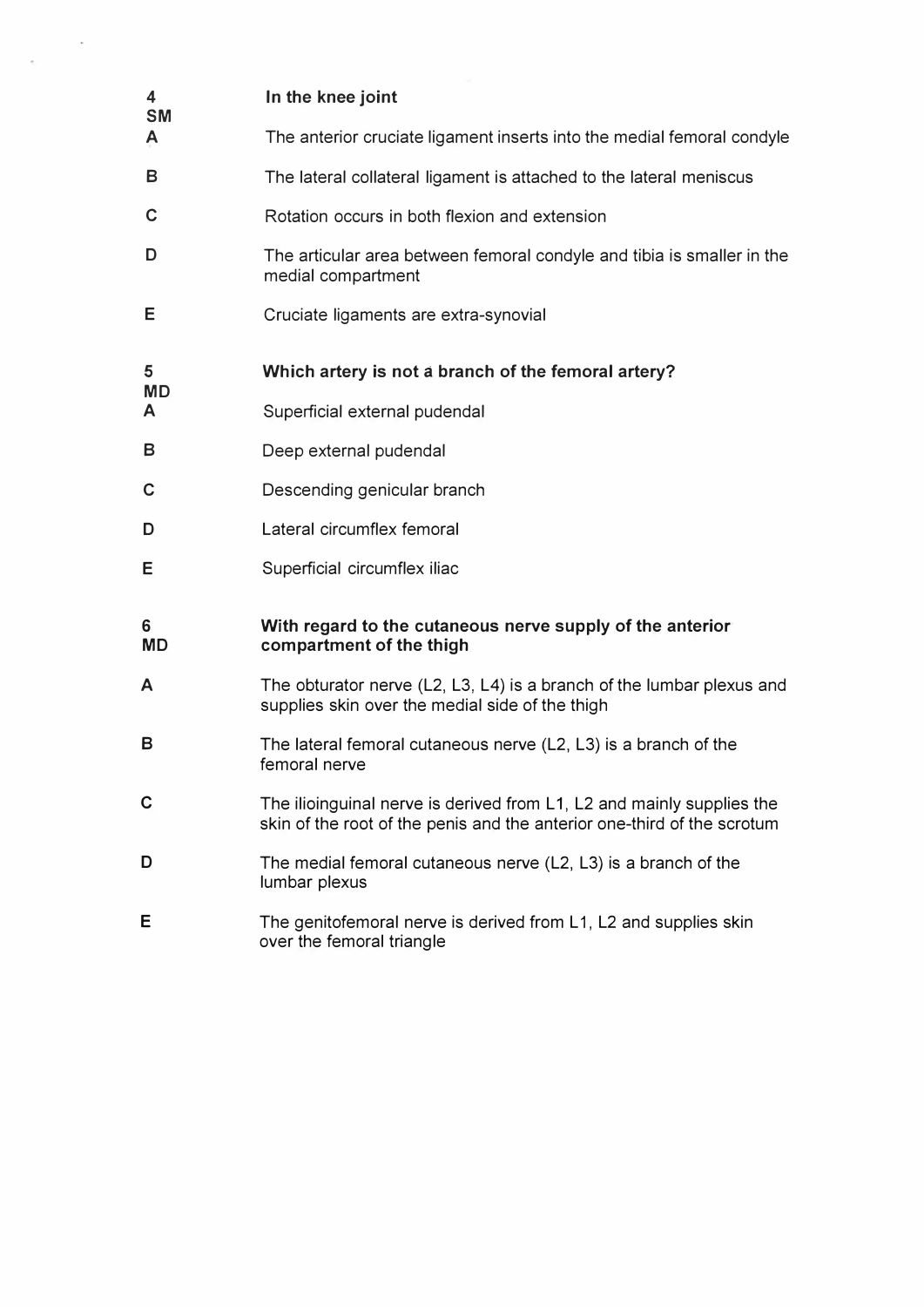**4**
**SM** **In the knee joint**

**A** The anterior cruciate ligament inserts into the medial femoral condyle

**B** The lateral collateral ligament is attached to the lateral meniscus

**C** Rotation occurs in both flexion and extension

**D** The articular area between femoral condyle and tibia is smaller in the medial compartment

**E** Cruciate ligaments are extra-synovial

**5**
**MD** **Which artery is not a branch of the femoral artery?**

**A** Superficial external pudendal

**B** Deep external pudendal

**C** Descending genicular branch

**D** Lateral circumflex femoral

**E** Superficial circumflex iliac

**6**
**MD** **With regard to the cutaneous nerve supply of the anterior compartment of the thigh**

**A** The obturator nerve (L2, L3, L4) is a branch of the lumbar plexus and supplies skin over the medial side of the thigh

**B** The lateral femoral cutaneous nerve (L2, L3) is a branch of the femoral nerve

**C** The ilioinguinal nerve is derived from L1, L2 and mainly supplies the skin of the root of the penis and the anterior one-third of the scrotum

**D** The medial femoral cutaneous nerve (L2, L3) is a branch of the lumbar plexus

**E** The genitofemoral nerve is derived from L1, L2 and supplies skin over the femoral triangle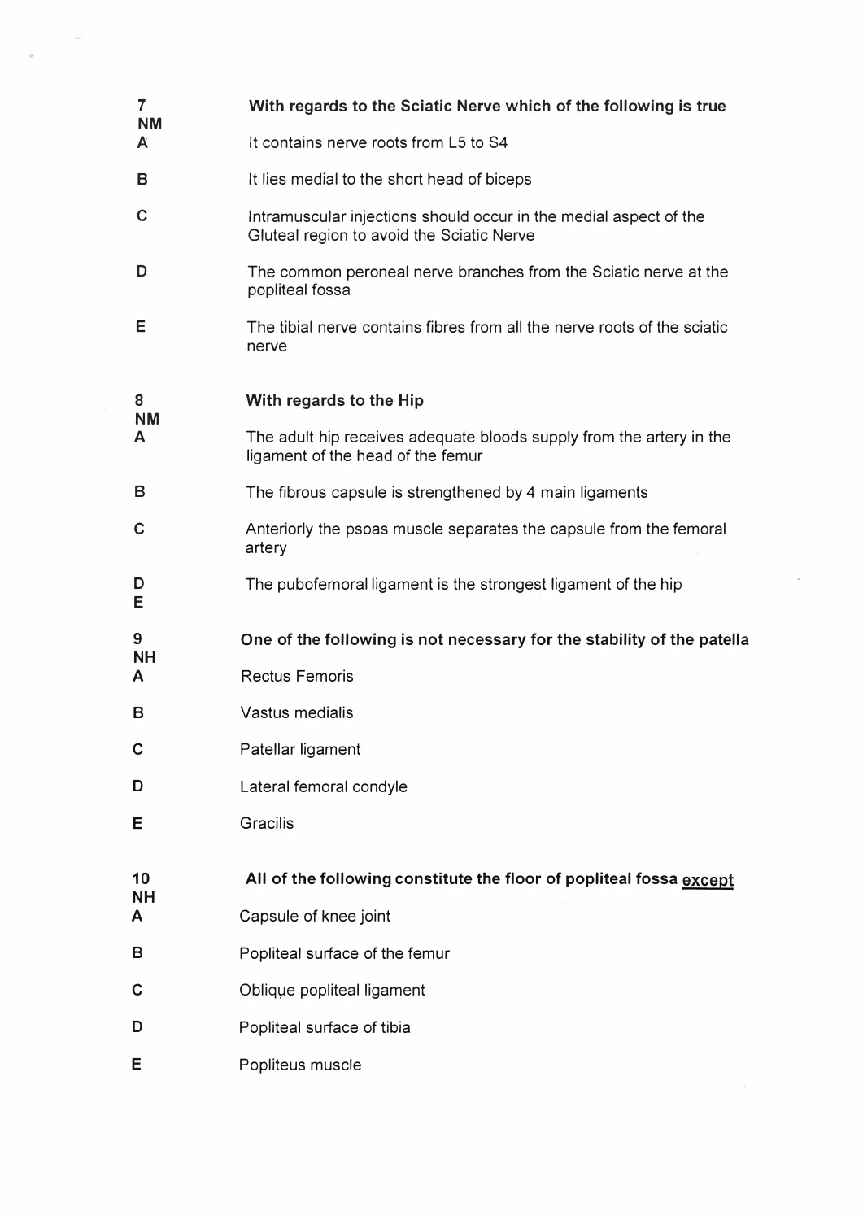**7** **NM** **With regards to the Sciatic Nerve which of the following is true**

**A** It contains nerve roots from L5 to S4

**B** It lies medial to the short head of biceps

**C** Intramuscular injections should occur in the medial aspect of the Gluteal region to avoid the Sciatic Nerve

**D** The common peroneal nerve branches from the Sciatic nerve at the popliteal fossa

**E** The tibial nerve contains fibres from all the nerve roots of the sciatic nerve

**8** **NM** **With regards to the Hip**

**A** The adult hip receives adequate bloods supply from the artery in the ligament of the head of the femur

**B** The fibrous capsule is strengthened by 4 main ligaments

**C** Anteriorly the psoas muscle separates the capsule from the femoral artery

**D** The pubofemoral ligament is the strongest ligament of the hip

**E**

**9** **NH** **One of the following is not necessary for the stability of the patella**

**A** Rectus Femoris

**B** Vastus medialis

**C** Patellar ligament

**D** Lateral femoral condyle

**E** Gracilis

**10** **NH** **All of the following constitute the floor of popliteal fossa <u>except</u>**

**A** Capsule of knee joint

**B** Popliteal surface of the femur

**C** Oblique popliteal ligament

**D** Popliteal surface of tibia

**E** Popliteus muscle